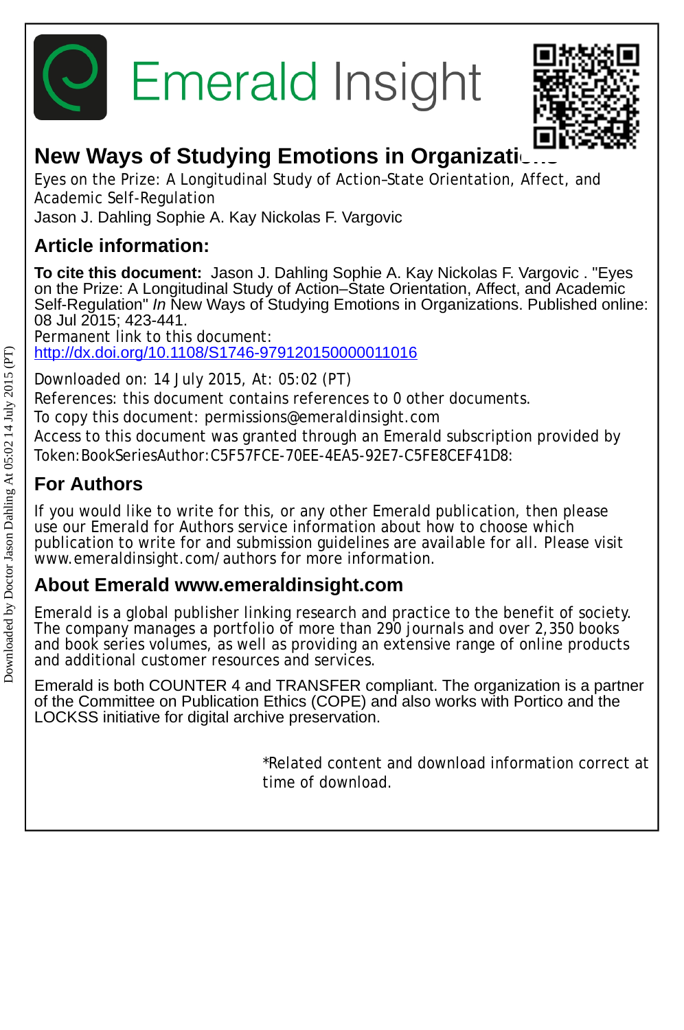# New Ways of Studying Emotions in Organizations

Eyes on the Prize: A Longitudinal Study of Action–State Orientation, Affect, and Academic Self-Regulation

Jason J. Dahling Sophie A. Kay Nickolas F. Vargovic

## Article information:

**To cite this document:** Jason J. Dahling Sophie A. Kay Nickolas F. Vargovic . "Eyes on the Prize: A Longitudinal Study of Action–State Orientation, Affect, and Academic Self-Regulation" *In* New Ways of Studying Emotions in Organizations. Published online: 08 Jul 2015; 423-441.

Permanent link to this document:
http://dx.doi.org/10.1108/S1746-979120150000011016

Downloaded on: 14 July 2015, At: 05:02 (PT)

References: this document contains references to 0 other documents.

To copy this document: permissions@emeraldinsight.com

Access to this document was granted through an Emerald subscription provided by Token:BookSeriesAuthor:C5F57FCE-70EE-4EA5-92E7-C5FE8CEF41D8:

## For Authors

If you would like to write for this, or any other Emerald publication, then please use our Emerald for Authors service information about how to choose which publication to write for and submission guidelines are available for all. Please visit www.emeraldinsight.com/authors for more information.

## About Emerald www.emeraldinsight.com

Emerald is a global publisher linking research and practice to the benefit of society. The company manages a portfolio of more than 290 journals and over 2,350 books and book series volumes, as well as providing an extensive range of online products and additional customer resources and services.

Emerald is both COUNTER 4 and TRANSFER compliant. The organization is a partner of the Committee on Publication Ethics (COPE) and also works with Portico and the LOCKSS initiative for digital archive preservation.

*Related content and download information correct at time of download.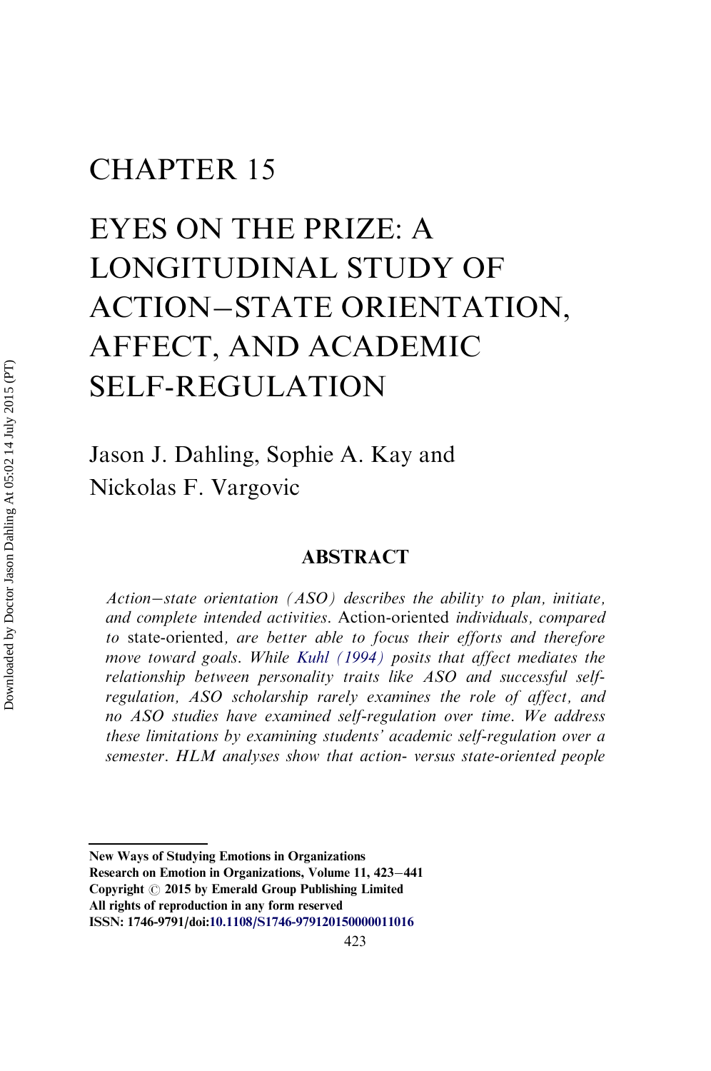# CHAPTER 15

# EYES ON THE PRIZE: A LONGITUDINAL STUDY OF ACTION–STATE ORIENTATION, AFFECT, AND ACADEMIC SELF-REGULATION

Jason J. Dahling, Sophie A. Kay and Nickolas F. Vargovic

## ABSTRACT

*Action–state orientation (ASO) describes the ability to plan, initiate, and complete intended activities.* Action-oriented *individuals, compared to* state-oriented*, are better able to focus their efforts and therefore move toward goals. While Kuhl (1994) posits that affect mediates the relationship between personality traits like ASO and successful self-regulation, ASO scholarship rarely examines the role of affect, and no ASO studies have examined self-regulation over time. We address these limitations by examining students' academic self-regulation over a semester. HLM analyses show that action- versus state-oriented people*

**New Ways of Studying Emotions in Organizations**
**Research on Emotion in Organizations, Volume 11, 423–441**
**Copyright © 2015 by Emerald Group Publishing Limited**
**All rights of reproduction in any form reserved**
**ISSN: 1746-9791/doi:10.1108/S1746-979120150000011016**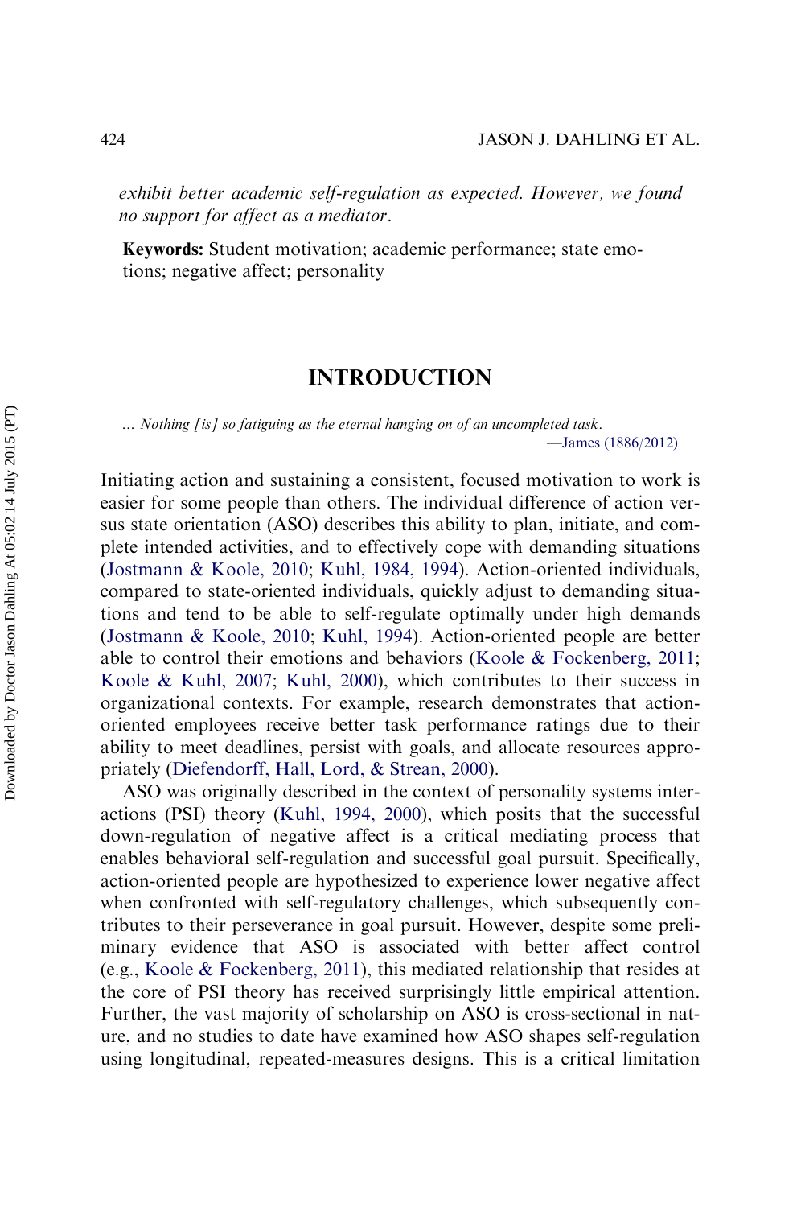*exhibit better academic self-regulation as expected. However, we found no support for affect as a mediator.*

**Keywords:** Student motivation; academic performance; state emotions; negative affect; personality

# INTRODUCTION

*... Nothing [is] so fatiguing as the eternal hanging on of an uncompleted task.*
—James (1886/2012)

Initiating action and sustaining a consistent, focused motivation to work is easier for some people than others. The individual difference of action versus state orientation (ASO) describes this ability to plan, initiate, and complete intended activities, and to effectively cope with demanding situations (Jostmann & Koole, 2010; Kuhl, 1984, 1994). Action-oriented individuals, compared to state-oriented individuals, quickly adjust to demanding situations and tend to be able to self-regulate optimally under high demands (Jostmann & Koole, 2010; Kuhl, 1994). Action-oriented people are better able to control their emotions and behaviors (Koole & Fockenberg, 2011; Koole & Kuhl, 2007; Kuhl, 2000), which contributes to their success in organizational contexts. For example, research demonstrates that action-oriented employees receive better task performance ratings due to their ability to meet deadlines, persist with goals, and allocate resources appropriately (Diefendorff, Hall, Lord, & Strean, 2000).

ASO was originally described in the context of personality systems interactions (PSI) theory (Kuhl, 1994, 2000), which posits that the successful down-regulation of negative affect is a critical mediating process that enables behavioral self-regulation and successful goal pursuit. Specifically, action-oriented people are hypothesized to experience lower negative affect when confronted with self-regulatory challenges, which subsequently contributes to their perseverance in goal pursuit. However, despite some preliminary evidence that ASO is associated with better affect control (e.g., Koole & Fockenberg, 2011), this mediated relationship that resides at the core of PSI theory has received surprisingly little empirical attention. Further, the vast majority of scholarship on ASO is cross-sectional in nature, and no studies to date have examined how ASO shapes self-regulation using longitudinal, repeated-measures designs. This is a critical limitation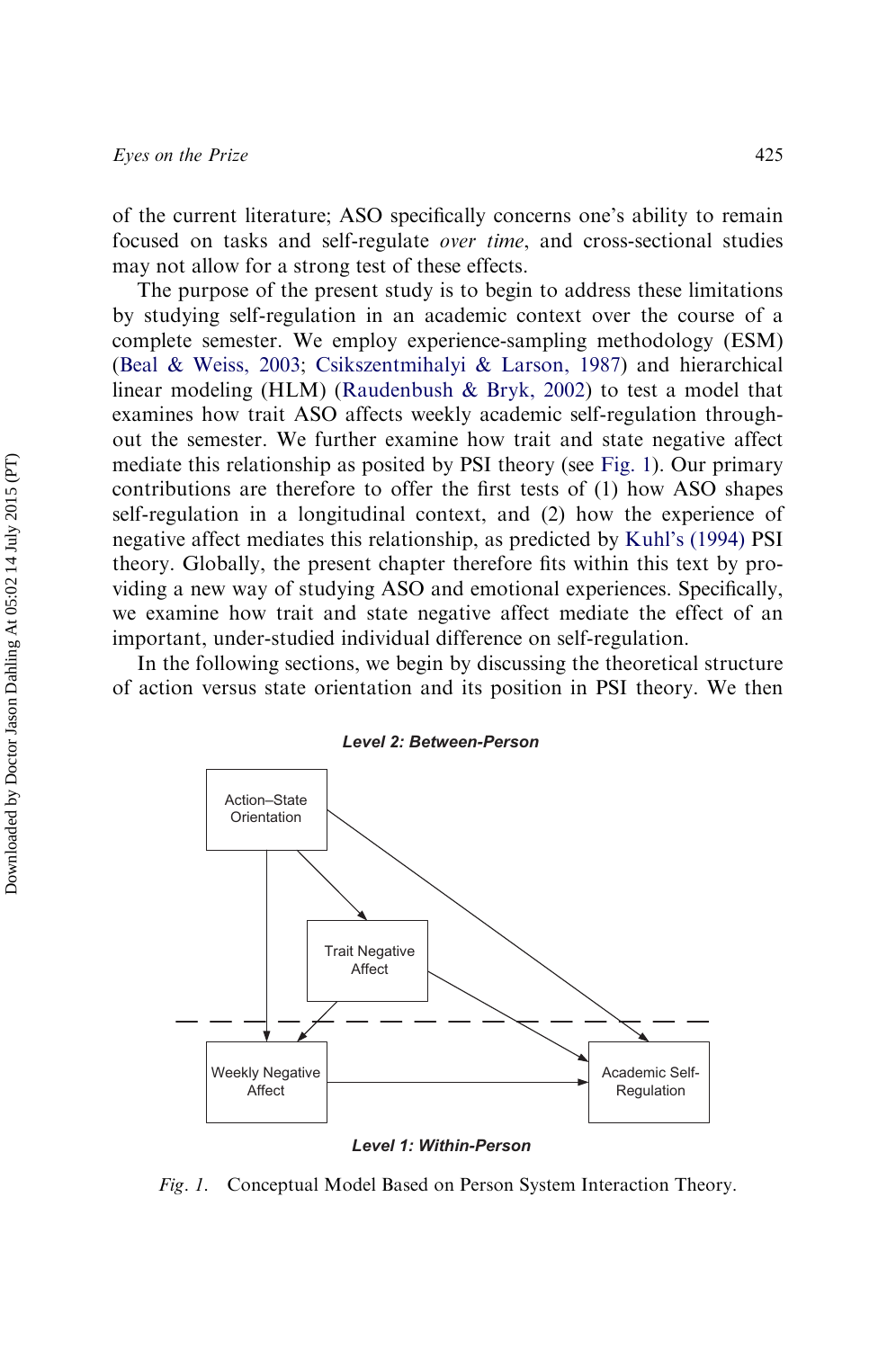of the current literature; ASO specifically concerns one's ability to remain focused on tasks and self-regulate *over time*, and cross-sectional studies may not allow for a strong test of these effects.

The purpose of the present study is to begin to address these limitations by studying self-regulation in an academic context over the course of a complete semester. We employ experience-sampling methodology (ESM) (Beal & Weiss, 2003; Csikszentmihalyi & Larson, 1987) and hierarchical linear modeling (HLM) (Raudenbush & Bryk, 2002) to test a model that examines how trait ASO affects weekly academic self-regulation throughout the semester. We further examine how trait and state negative affect mediate this relationship as posited by PSI theory (see Fig. 1). Our primary contributions are therefore to offer the first tests of (1) how ASO shapes self-regulation in a longitudinal context, and (2) how the experience of negative affect mediates this relationship, as predicted by Kuhl's (1994) PSI theory. Globally, the present chapter therefore fits within this text by providing a new way of studying ASO and emotional experiences. Specifically, we examine how trait and state negative affect mediate the effect of an important, under-studied individual difference on self-regulation.

In the following sections, we begin by discussing the theoretical structure of action versus state orientation and its position in PSI theory. We then

**Level 2: Between-Person**

Action–State Orientation

Trait Negative Affect

Weekly Negative Affect

Academic Self-Regulation

**Level 1: Within-Person**

*Fig. 1.* Conceptual Model Based on Person System Interaction Theory.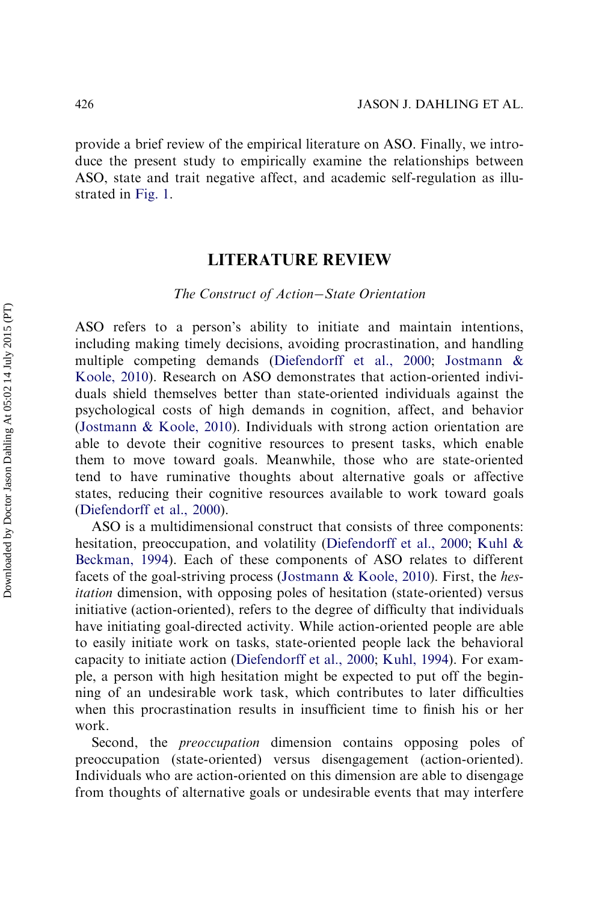provide a brief review of the empirical literature on ASO. Finally, we introduce the present study to empirically examine the relationships between ASO, state and trait negative affect, and academic self-regulation as illustrated in Fig. 1.

## LITERATURE REVIEW

### *The Construct of Action−State Orientation*

ASO refers to a person's ability to initiate and maintain intentions, including making timely decisions, avoiding procrastination, and handling multiple competing demands (Diefendorff et al., 2000; Jostmann & Koole, 2010). Research on ASO demonstrates that action-oriented individuals shield themselves better than state-oriented individuals against the psychological costs of high demands in cognition, affect, and behavior (Jostmann & Koole, 2010). Individuals with strong action orientation are able to devote their cognitive resources to present tasks, which enable them to move toward goals. Meanwhile, those who are state-oriented tend to have ruminative thoughts about alternative goals or affective states, reducing their cognitive resources available to work toward goals (Diefendorff et al., 2000).

ASO is a multidimensional construct that consists of three components: hesitation, preoccupation, and volatility (Diefendorff et al., 2000; Kuhl & Beckman, 1994). Each of these components of ASO relates to different facets of the goal-striving process (Jostmann & Koole, 2010). First, the *hesitation* dimension, with opposing poles of hesitation (state-oriented) versus initiative (action-oriented), refers to the degree of difficulty that individuals have initiating goal-directed activity. While action-oriented people are able to easily initiate work on tasks, state-oriented people lack the behavioral capacity to initiate action (Diefendorff et al., 2000; Kuhl, 1994). For example, a person with high hesitation might be expected to put off the beginning of an undesirable work task, which contributes to later difficulties when this procrastination results in insufficient time to finish his or her work.

Second, the *preoccupation* dimension contains opposing poles of preoccupation (state-oriented) versus disengagement (action-oriented). Individuals who are action-oriented on this dimension are able to disengage from thoughts of alternative goals or undesirable events that may interfere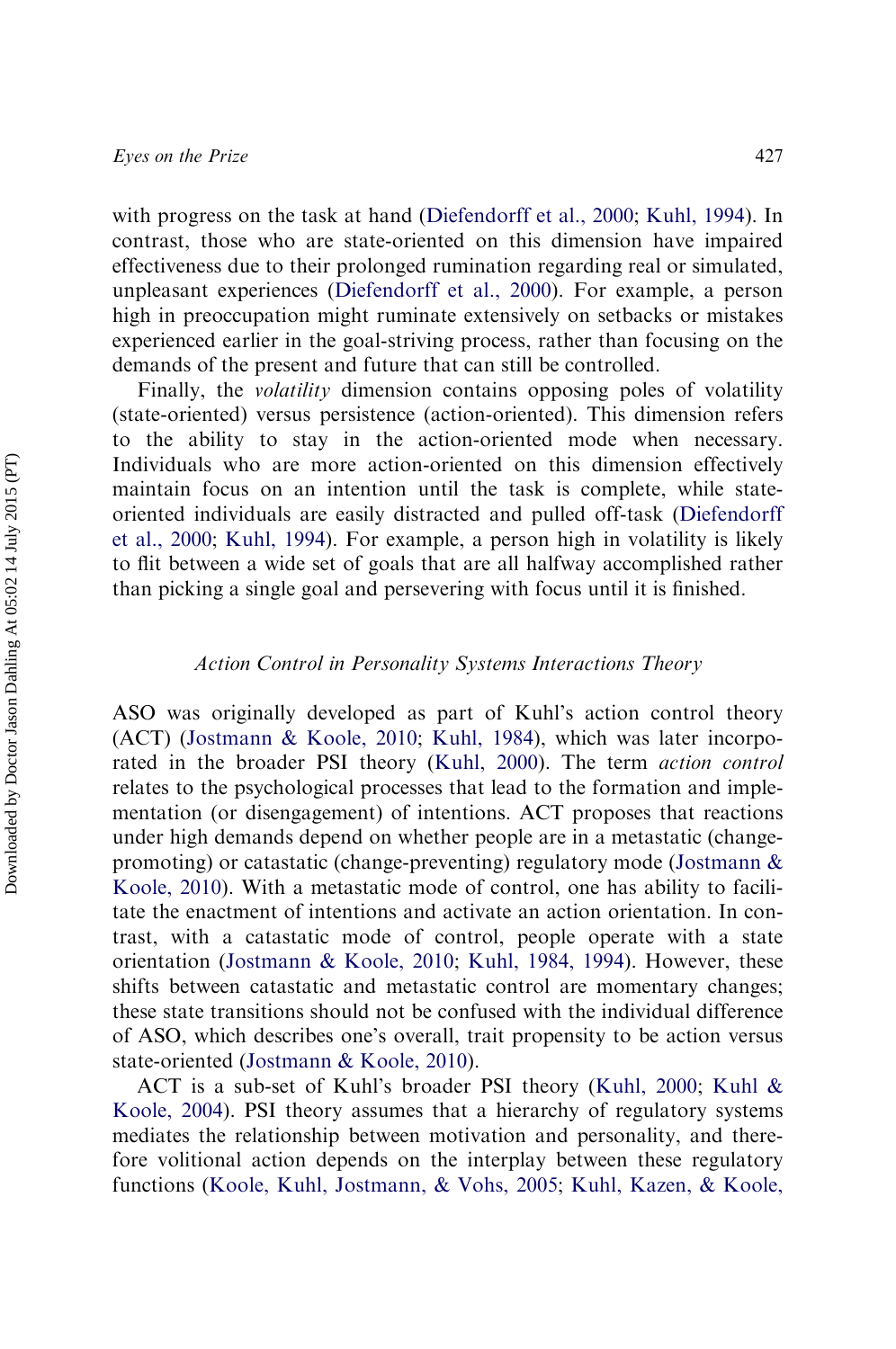with progress on the task at hand (Diefendorff et al., 2000; Kuhl, 1994). In contrast, those who are state-oriented on this dimension have impaired effectiveness due to their prolonged rumination regarding real or simulated, unpleasant experiences (Diefendorff et al., 2000). For example, a person high in preoccupation might ruminate extensively on setbacks or mistakes experienced earlier in the goal-striving process, rather than focusing on the demands of the present and future that can still be controlled.

Finally, the *volatility* dimension contains opposing poles of volatility (state-oriented) versus persistence (action-oriented). This dimension refers to the ability to stay in the action-oriented mode when necessary. Individuals who are more action-oriented on this dimension effectively maintain focus on an intention until the task is complete, while state-oriented individuals are easily distracted and pulled off-task (Diefendorff et al., 2000; Kuhl, 1994). For example, a person high in volatility is likely to flit between a wide set of goals that are all halfway accomplished rather than picking a single goal and persevering with focus until it is finished.

### *Action Control in Personality Systems Interactions Theory*

ASO was originally developed as part of Kuhl's action control theory (ACT) (Jostmann & Koole, 2010; Kuhl, 1984), which was later incorporated in the broader PSI theory (Kuhl, 2000). The term *action control* relates to the psychological processes that lead to the formation and implementation (or disengagement) of intentions. ACT proposes that reactions under high demands depend on whether people are in a metastatic (change-promoting) or catastatic (change-preventing) regulatory mode (Jostmann & Koole, 2010). With a metastatic mode of control, one has ability to facilitate the enactment of intentions and activate an action orientation. In contrast, with a catastatic mode of control, people operate with a state orientation (Jostmann & Koole, 2010; Kuhl, 1984, 1994). However, these shifts between catastatic and metastatic control are momentary changes; these state transitions should not be confused with the individual difference of ASO, which describes one's overall, trait propensity to be action versus state-oriented (Jostmann & Koole, 2010).

ACT is a sub-set of Kuhl's broader PSI theory (Kuhl, 2000; Kuhl & Koole, 2004). PSI theory assumes that a hierarchy of regulatory systems mediates the relationship between motivation and personality, and therefore volitional action depends on the interplay between these regulatory functions (Koole, Kuhl, Jostmann, & Vohs, 2005; Kuhl, Kazen, & Koole,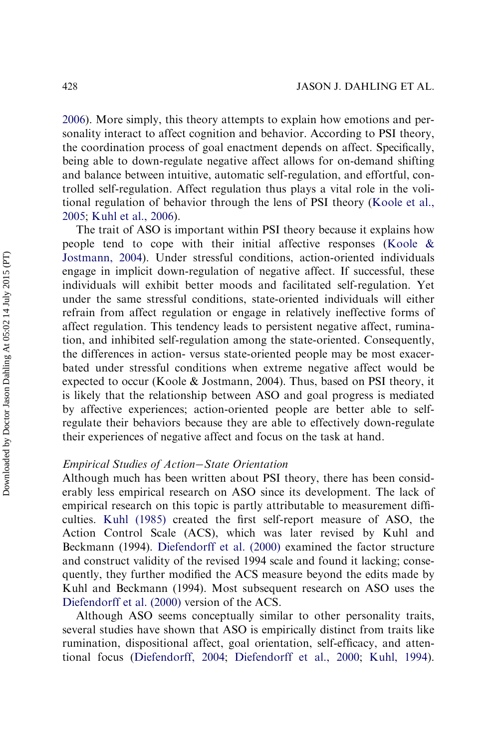2006). More simply, this theory attempts to explain how emotions and personality interact to affect cognition and behavior. According to PSI theory, the coordination process of goal enactment depends on affect. Specifically, being able to down-regulate negative affect allows for on-demand shifting and balance between intuitive, automatic self-regulation, and effortful, controlled self-regulation. Affect regulation thus plays a vital role in the volitional regulation of behavior through the lens of PSI theory (Koole et al., 2005; Kuhl et al., 2006).

The trait of ASO is important within PSI theory because it explains how people tend to cope with their initial affective responses (Koole & Jostmann, 2004). Under stressful conditions, action-oriented individuals engage in implicit down-regulation of negative affect. If successful, these individuals will exhibit better moods and facilitated self-regulation. Yet under the same stressful conditions, state-oriented individuals will either refrain from affect regulation or engage in relatively ineffective forms of affect regulation. This tendency leads to persistent negative affect, rumination, and inhibited self-regulation among the state-oriented. Consequently, the differences in action- versus state-oriented people may be most exacerbated under stressful conditions when extreme negative affect would be expected to occur (Koole & Jostmann, 2004). Thus, based on PSI theory, it is likely that the relationship between ASO and goal progress is mediated by affective experiences; action-oriented people are better able to self-regulate their behaviors because they are able to effectively down-regulate their experiences of negative affect and focus on the task at hand.

*Empirical Studies of Action–State Orientation*

Although much has been written about PSI theory, there has been considerably less empirical research on ASO since its development. The lack of empirical research on this topic is partly attributable to measurement difficulties. Kuhl (1985) created the first self-report measure of ASO, the Action Control Scale (ACS), which was later revised by Kuhl and Beckmann (1994). Diefendorff et al. (2000) examined the factor structure and construct validity of the revised 1994 scale and found it lacking; consequently, they further modified the ACS measure beyond the edits made by Kuhl and Beckmann (1994). Most subsequent research on ASO uses the Diefendorff et al. (2000) version of the ACS.

Although ASO seems conceptually similar to other personality traits, several studies have shown that ASO is empirically distinct from traits like rumination, dispositional affect, goal orientation, self-efficacy, and attentional focus (Diefendorff, 2004; Diefendorff et al., 2000; Kuhl, 1994).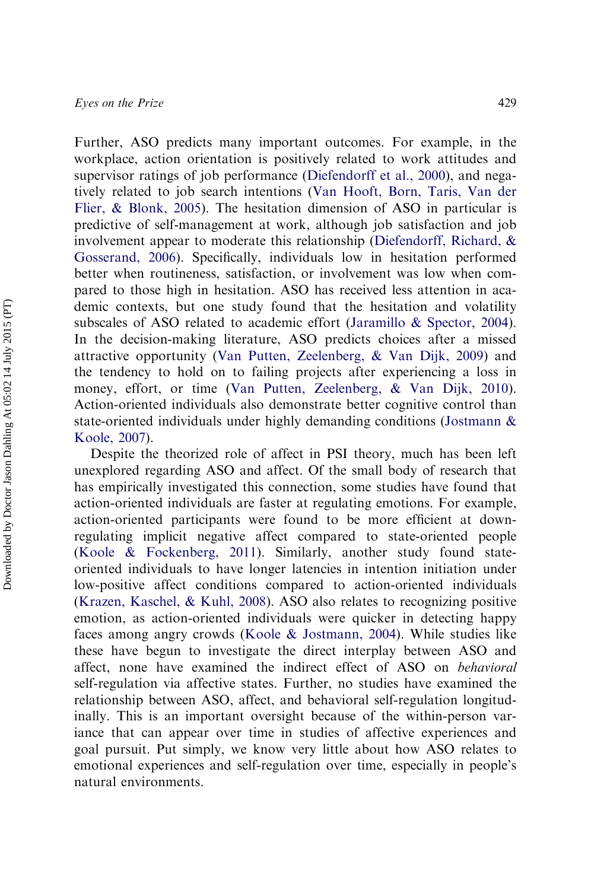Further, ASO predicts many important outcomes. For example, in the workplace, action orientation is positively related to work attitudes and supervisor ratings of job performance (Diefendorff et al., 2000), and negatively related to job search intentions (Van Hooft, Born, Taris, Van der Flier, & Blonk, 2005). The hesitation dimension of ASO in particular is predictive of self-management at work, although job satisfaction and job involvement appear to moderate this relationship (Diefendorff, Richard, & Gosserand, 2006). Specifically, individuals low in hesitation performed better when routineness, satisfaction, or involvement was low when compared to those high in hesitation. ASO has received less attention in academic contexts, but one study found that the hesitation and volatility subscales of ASO related to academic effort (Jaramillo & Spector, 2004). In the decision-making literature, ASO predicts choices after a missed attractive opportunity (Van Putten, Zeelenberg, & Van Dijk, 2009) and the tendency to hold on to failing projects after experiencing a loss in money, effort, or time (Van Putten, Zeelenberg, & Van Dijk, 2010). Action-oriented individuals also demonstrate better cognitive control than state-oriented individuals under highly demanding conditions (Jostmann & Koole, 2007).

Despite the theorized role of affect in PSI theory, much has been left unexplored regarding ASO and affect. Of the small body of research that has empirically investigated this connection, some studies have found that action-oriented individuals are faster at regulating emotions. For example, action-oriented participants were found to be more efficient at down-regulating implicit negative affect compared to state-oriented people (Koole & Fockenberg, 2011). Similarly, another study found state-oriented individuals to have longer latencies in intention initiation under low-positive affect conditions compared to action-oriented individuals (Krazen, Kaschel, & Kuhl, 2008). ASO also relates to recognizing positive emotion, as action-oriented individuals were quicker in detecting happy faces among angry crowds (Koole & Jostmann, 2004). While studies like these have begun to investigate the direct interplay between ASO and affect, none have examined the indirect effect of ASO on *behavioral* self-regulation via affective states. Further, no studies have examined the relationship between ASO, affect, and behavioral self-regulation longitudinally. This is an important oversight because of the within-person variance that can appear over time in studies of affective experiences and goal pursuit. Put simply, we know very little about how ASO relates to emotional experiences and self-regulation over time, especially in people's natural environments.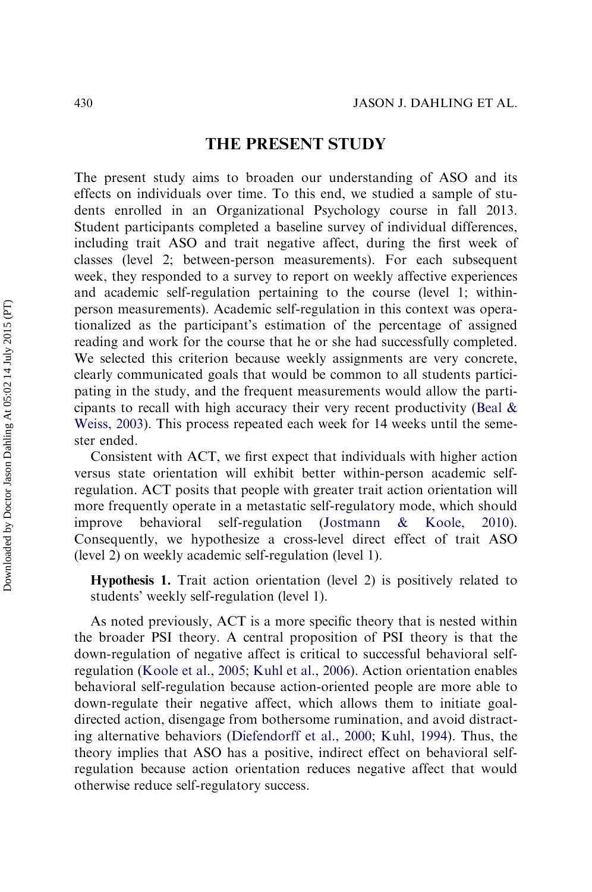## THE PRESENT STUDY

The present study aims to broaden our understanding of ASO and its effects on individuals over time. To this end, we studied a sample of students enrolled in an Organizational Psychology course in fall 2013. Student participants completed a baseline survey of individual differences, including trait ASO and trait negative affect, during the first week of classes (level 2; between-person measurements). For each subsequent week, they responded to a survey to report on weekly affective experiences and academic self-regulation pertaining to the course (level 1; within-person measurements). Academic self-regulation in this context was operationalized as the participant's estimation of the percentage of assigned reading and work for the course that he or she had successfully completed. We selected this criterion because weekly assignments are very concrete, clearly communicated goals that would be common to all students participating in the study, and the frequent measurements would allow the participants to recall with high accuracy their very recent productivity (Beal & Weiss, 2003). This process repeated each week for 14 weeks until the semester ended.

Consistent with ACT, we first expect that individuals with higher action versus state orientation will exhibit better within-person academic self-regulation. ACT posits that people with greater trait action orientation will more frequently operate in a metastatic self-regulatory mode, which should improve behavioral self-regulation (Jostmann & Koole, 2010). Consequently, we hypothesize a cross-level direct effect of trait ASO (level 2) on weekly academic self-regulation (level 1).

> **Hypothesis 1.** Trait action orientation (level 2) is positively related to students' weekly self-regulation (level 1).

As noted previously, ACT is a more specific theory that is nested within the broader PSI theory. A central proposition of PSI theory is that the down-regulation of negative affect is critical to successful behavioral self-regulation (Koole et al., 2005; Kuhl et al., 2006). Action orientation enables behavioral self-regulation because action-oriented people are more able to down-regulate their negative affect, which allows them to initiate goal-directed action, disengage from bothersome rumination, and avoid distracting alternative behaviors (Diefendorff et al., 2000; Kuhl, 1994). Thus, the theory implies that ASO has a positive, indirect effect on behavioral self-regulation because action orientation reduces negative affect that would otherwise reduce self-regulatory success.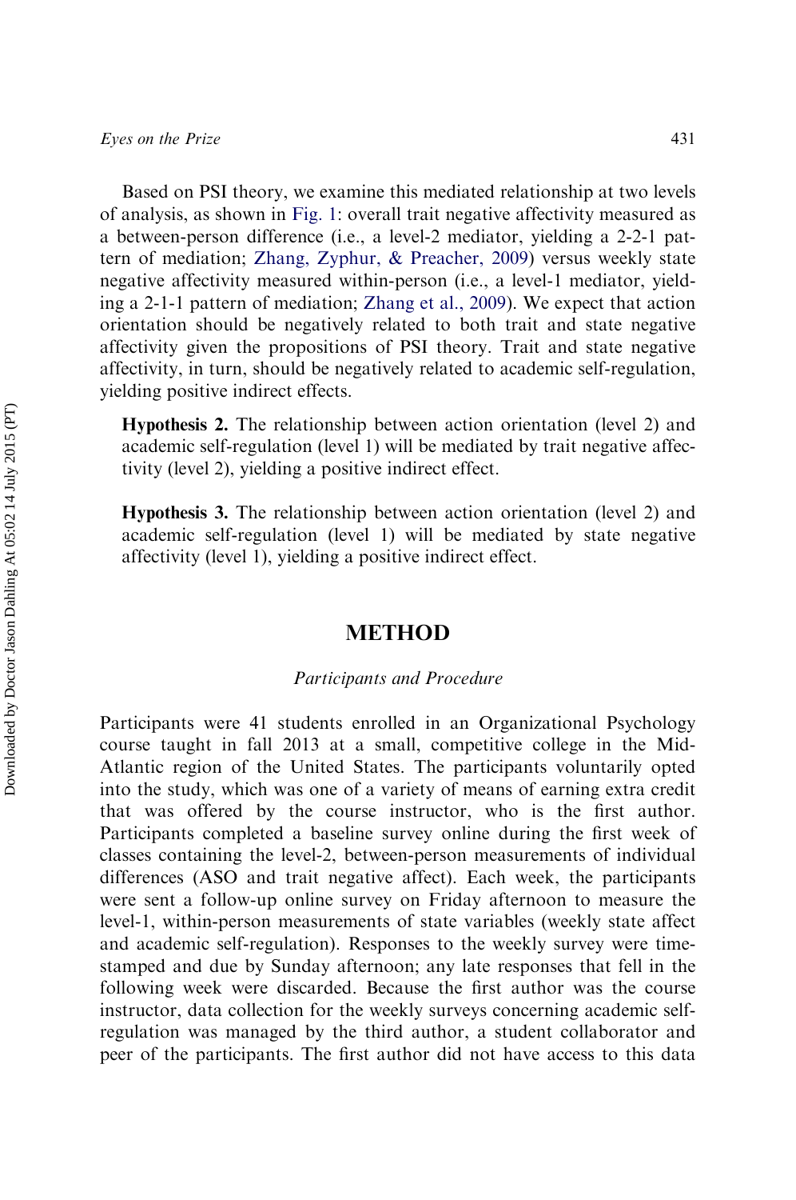Based on PSI theory, we examine this mediated relationship at two levels of analysis, as shown in Fig. 1: overall trait negative affectivity measured as a between-person difference (i.e., a level-2 mediator, yielding a 2-2-1 pattern of mediation; Zhang, Zyphur, & Preacher, 2009) versus weekly state negative affectivity measured within-person (i.e., a level-1 mediator, yielding a 2-1-1 pattern of mediation; Zhang et al., 2009). We expect that action orientation should be negatively related to both trait and state negative affectivity given the propositions of PSI theory. Trait and state negative affectivity, in turn, should be negatively related to academic self-regulation, yielding positive indirect effects.

> **Hypothesis 2.** The relationship between action orientation (level 2) and academic self-regulation (level 1) will be mediated by trait negative affectivity (level 2), yielding a positive indirect effect.

> **Hypothesis 3.** The relationship between action orientation (level 2) and academic self-regulation (level 1) will be mediated by state negative affectivity (level 1), yielding a positive indirect effect.

## METHOD

### *Participants and Procedure*

Participants were 41 students enrolled in an Organizational Psychology course taught in fall 2013 at a small, competitive college in the Mid-Atlantic region of the United States. The participants voluntarily opted into the study, which was one of a variety of means of earning extra credit that was offered by the course instructor, who is the first author. Participants completed a baseline survey online during the first week of classes containing the level-2, between-person measurements of individual differences (ASO and trait negative affect). Each week, the participants were sent a follow-up online survey on Friday afternoon to measure the level-1, within-person measurements of state variables (weekly state affect and academic self-regulation). Responses to the weekly survey were time-stamped and due by Sunday afternoon; any late responses that fell in the following week were discarded. Because the first author was the course instructor, data collection for the weekly surveys concerning academic self-regulation was managed by the third author, a student collaborator and peer of the participants. The first author did not have access to this data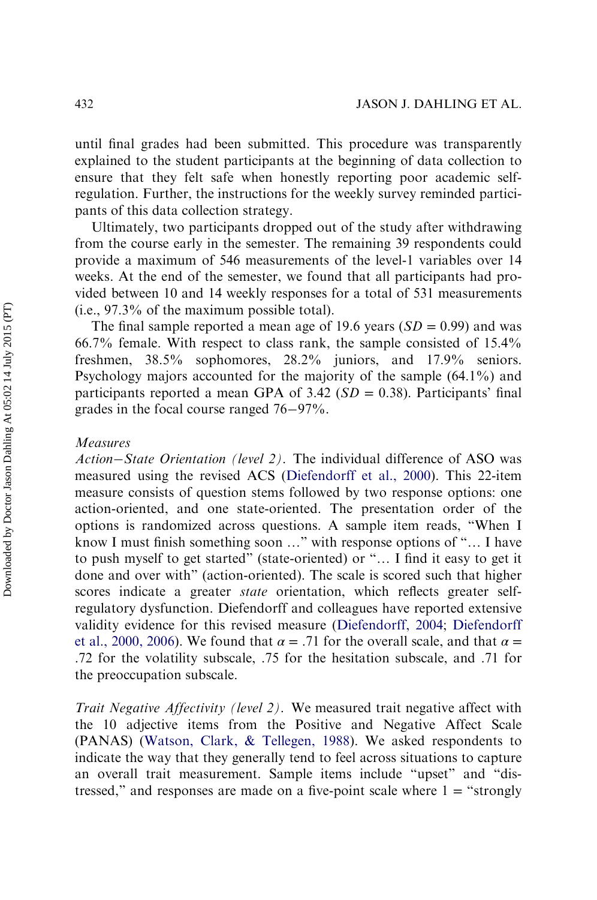until final grades had been submitted. This procedure was transparently explained to the student participants at the beginning of data collection to ensure that they felt safe when honestly reporting poor academic self-regulation. Further, the instructions for the weekly survey reminded participants of this data collection strategy.

Ultimately, two participants dropped out of the study after withdrawing from the course early in the semester. The remaining 39 respondents could provide a maximum of 546 measurements of the level-1 variables over 14 weeks. At the end of the semester, we found that all participants had provided between 10 and 14 weekly responses for a total of 531 measurements (i.e., 97.3% of the maximum possible total).

The final sample reported a mean age of 19.6 years ($SD = 0.99$) and was 66.7% female. With respect to class rank, the sample consisted of 15.4% freshmen, 38.5% sophomores, 28.2% juniors, and 17.9% seniors. Psychology majors accounted for the majority of the sample (64.1%) and participants reported a mean GPA of 3.42 ($SD = 0.38$). Participants' final grades in the focal course ranged 76−97%.

*Measures*

*Action−State Orientation (level 2).* The individual difference of ASO was measured using the revised ACS (Diefendorff et al., 2000). This 22-item measure consists of question stems followed by two response options: one action-oriented, and one state-oriented. The presentation order of the options is randomized across questions. A sample item reads, "When I know I must finish something soon …" with response options of "… I have to push myself to get started" (state-oriented) or "… I find it easy to get it done and over with" (action-oriented). The scale is scored such that higher scores indicate a greater *state* orientation, which reflects greater self-regulatory dysfunction. Diefendorff and colleagues have reported extensive validity evidence for this revised measure (Diefendorff, 2004; Diefendorff et al., 2000, 2006). We found that $\alpha = .71$ for the overall scale, and that $\alpha = .72$ for the volatility subscale, .75 for the hesitation subscale, and .71 for the preoccupation subscale.

*Trait Negative Affectivity (level 2).* We measured trait negative affect with the 10 adjective items from the Positive and Negative Affect Scale (PANAS) (Watson, Clark, & Tellegen, 1988). We asked respondents to indicate the way that they generally tend to feel across situations to capture an overall trait measurement. Sample items include "upset" and "distressed," and responses are made on a five-point scale where 1 = "strongly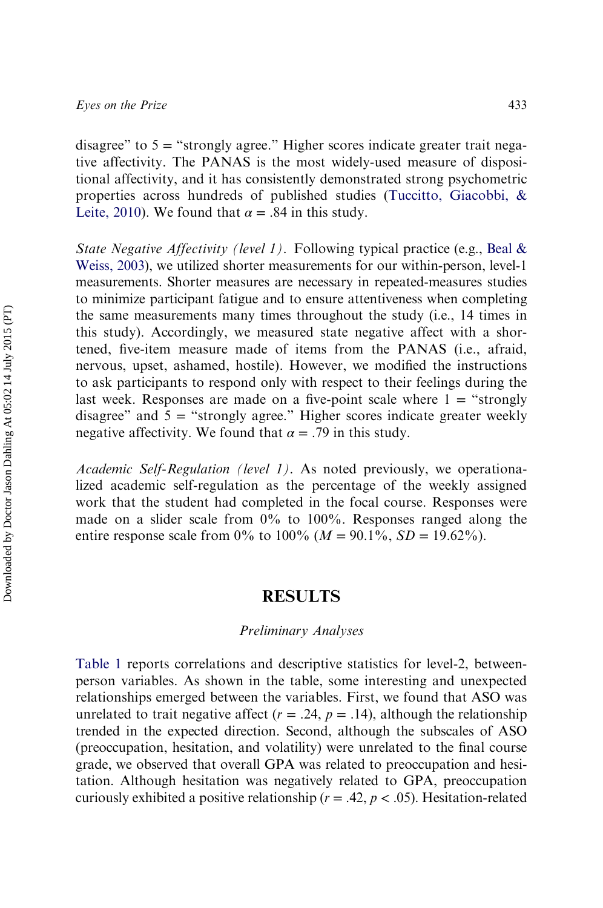disagree" to 5 = "strongly agree." Higher scores indicate greater trait negative affectivity. The PANAS is the most widely-used measure of dispositional affectivity, and it has consistently demonstrated strong psychometric properties across hundreds of published studies (Tuccitto, Giacobbi, & Leite, 2010). We found that $\alpha = .84$ in this study.

*State Negative Affectivity (level 1).* Following typical practice (e.g., Beal & Weiss, 2003), we utilized shorter measurements for our within-person, level-1 measurements. Shorter measures are necessary in repeated-measures studies to minimize participant fatigue and to ensure attentiveness when completing the same measurements many times throughout the study (i.e., 14 times in this study). Accordingly, we measured state negative affect with a shortened, five-item measure made of items from the PANAS (i.e., afraid, nervous, upset, ashamed, hostile). However, we modified the instructions to ask participants to respond only with respect to their feelings during the last week. Responses are made on a five-point scale where 1 = "strongly disagree" and 5 = "strongly agree." Higher scores indicate greater weekly negative affectivity. We found that $\alpha = .79$ in this study.

*Academic Self-Regulation (level 1).* As noted previously, we operationalized academic self-regulation as the percentage of the weekly assigned work that the student had completed in the focal course. Responses were made on a slider scale from 0% to 100%. Responses ranged along the entire response scale from 0% to 100% ($M = 90.1\%$, $SD = 19.62\%$).

# RESULTS

## Preliminary Analyses

Table 1 reports correlations and descriptive statistics for level-2, between-person variables. As shown in the table, some interesting and unexpected relationships emerged between the variables. First, we found that ASO was unrelated to trait negative affect ($r = .24$, $p = .14$), although the relationship trended in the expected direction. Second, although the subscales of ASO (preoccupation, hesitation, and volatility) were unrelated to the final course grade, we observed that overall GPA was related to preoccupation and hesitation. Although hesitation was negatively related to GPA, preoccupation curiously exhibited a positive relationship ($r = .42$, $p < .05$). Hesitation-related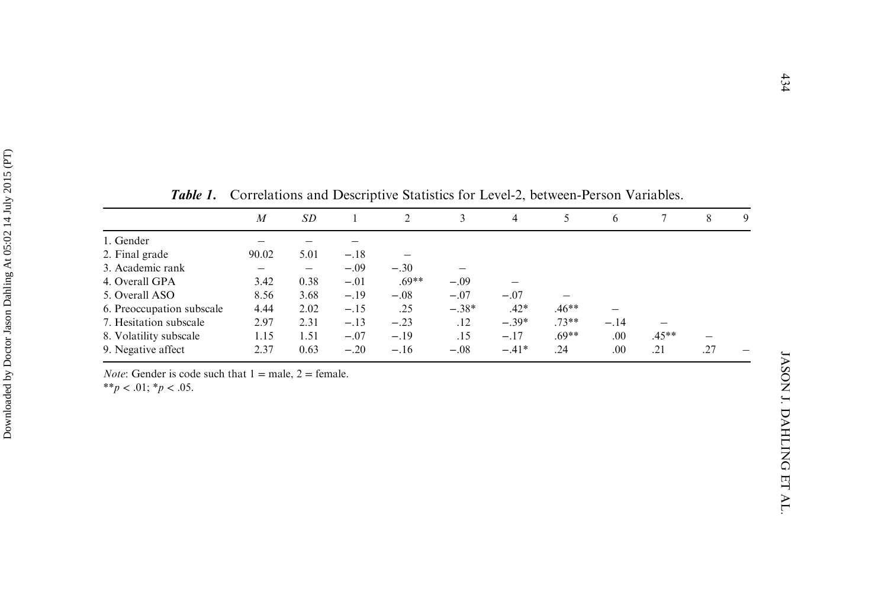***Table 1.*** Correlations and Descriptive Statistics for Level-2, between-Person Variables.

| | *M* | *SD* | 1 | 2 | 3 | 4 | 5 | 6 | 7 | 8 | 9 |
|---|---|---|---|---|---|---|---|---|---|---|---|
| 1. Gender | – | – | – | | | | | | | | |
| 2. Final grade | 90.02 | 5.01 | −.18 | – | | | | | | | |
| 3. Academic rank | – | – | −.09 | −.30 | – | | | | | | |
| 4. Overall GPA | 3.42 | 0.38 | −.01 | .69** | −.09 | – | | | | | |
| 5. Overall ASO | 8.56 | 3.68 | −.19 | −.08 | −.07 | −.07 | – | | | | |
| 6. Preoccupation subscale | 4.44 | 2.02 | −.15 | .25 | −.38* | .42* | .46** | – | | | |
| 7. Hesitation subscale | 2.97 | 2.31 | −.13 | −.23 | .12 | −.39* | .73** | −.14 | – | | |
| 8. Volatility subscale | 1.15 | 1.51 | −.07 | −.19 | .15 | −.17 | .69** | .00 | .45** | – | |
| 9. Negative affect | 2.37 | 0.63 | −.20 | −.16 | −.08 | −.41* | .24 | .00 | .21 | .27 | – |

*Note*: Gender is code such that 1 = male, 2 = female.
$^{**}p < .01$; $^{*}p < .05$.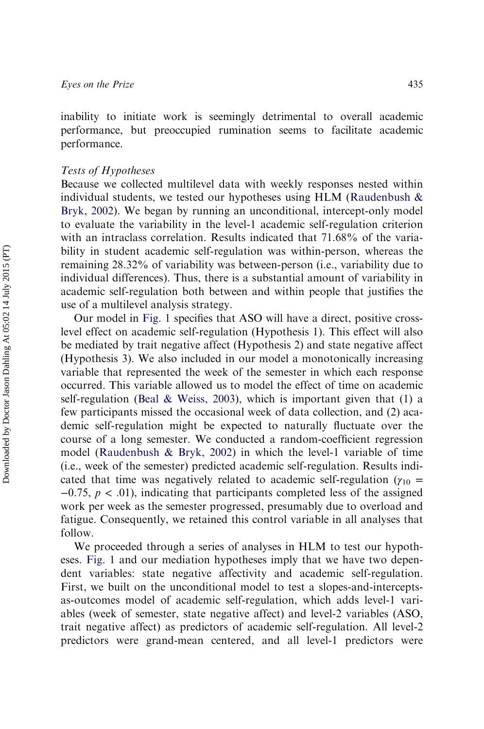inability to initiate work is seemingly detrimental to overall academic performance, but preoccupied rumination seems to facilitate academic performance.

### *Tests of Hypotheses*

Because we collected multilevel data with weekly responses nested within individual students, we tested our hypotheses using HLM (Raudenbush & Bryk, 2002). We began by running an unconditional, intercept-only model to evaluate the variability in the level-1 academic self-regulation criterion with an intraclass correlation. Results indicated that 71.68% of the variability in student academic self-regulation was within-person, whereas the remaining 28.32% of variability was between-person (i.e., variability due to individual differences). Thus, there is a substantial amount of variability in academic self-regulation both between and within people that justifies the use of a multilevel analysis strategy.

Our model in Fig. 1 specifies that ASO will have a direct, positive cross-level effect on academic self-regulation (Hypothesis 1). This effect will also be mediated by trait negative affect (Hypothesis 2) and state negative affect (Hypothesis 3). We also included in our model a monotonically increasing variable that represented the week of the semester in which each response occurred. This variable allowed us to model the effect of time on academic self-regulation (Beal & Weiss, 2003), which is important given that (1) a few participants missed the occasional week of data collection, and (2) academic self-regulation might be expected to naturally fluctuate over the course of a long semester. We conducted a random-coefficient regression model (Raudenbush & Bryk, 2002) in which the level-1 variable of time (i.e., week of the semester) predicted academic self-regulation. Results indicated that time was negatively related to academic self-regulation ($\gamma_{10} = -0.75$, $p < .01$), indicating that participants completed less of the assigned work per week as the semester progressed, presumably due to overload and fatigue. Consequently, we retained this control variable in all analyses that follow.

We proceeded through a series of analyses in HLM to test our hypotheses. Fig. 1 and our mediation hypotheses imply that we have two dependent variables: state negative affectivity and academic self-regulation. First, we built on the unconditional model to test a slopes-and-intercepts-as-outcomes model of academic self-regulation, which adds level-1 variables (week of semester, state negative affect) and level-2 variables (ASO, trait negative affect) as predictors of academic self-regulation. All level-2 predictors were grand-mean centered, and all level-1 predictors were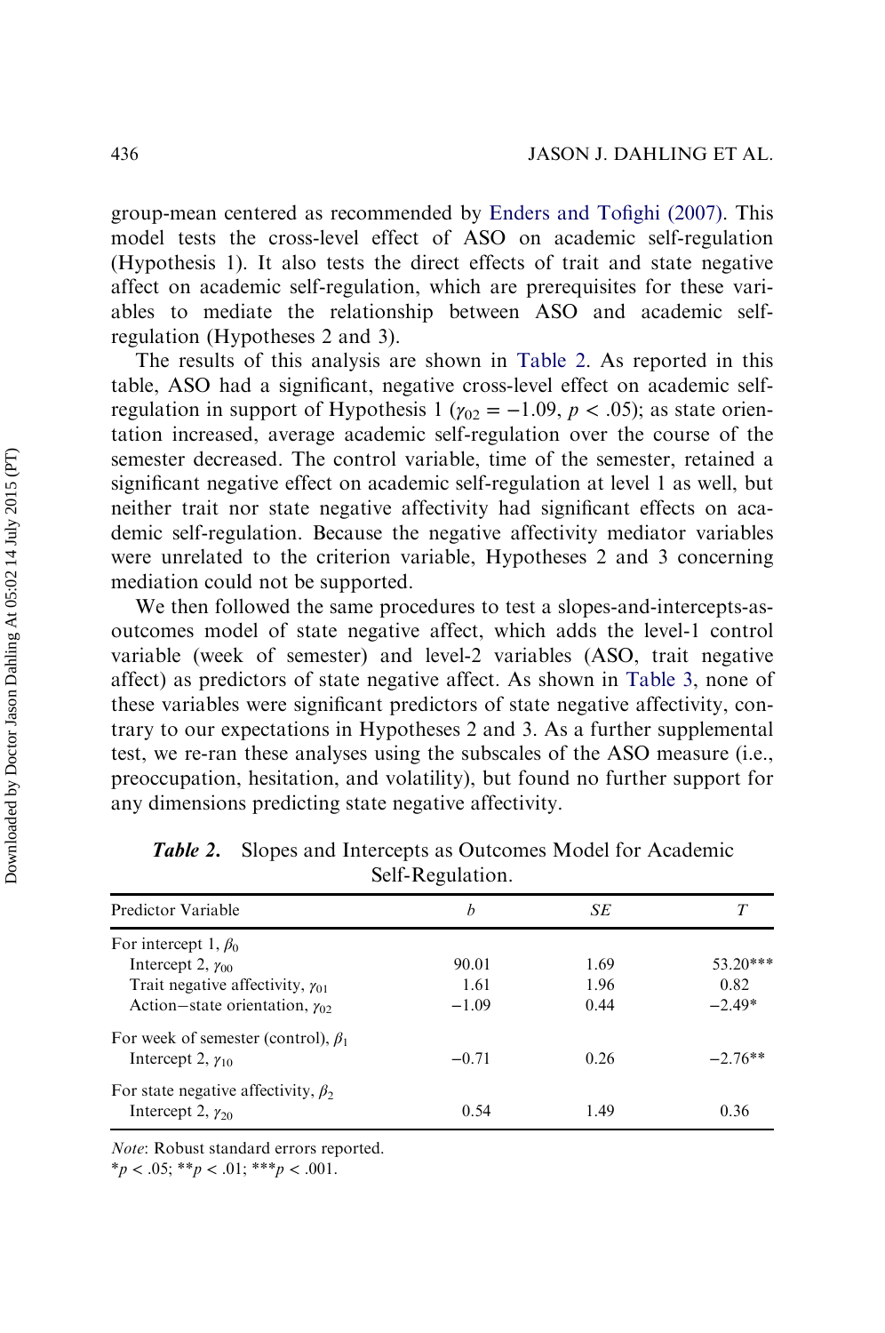group-mean centered as recommended by Enders and Tofighi (2007). This model tests the cross-level effect of ASO on academic self-regulation (Hypothesis 1). It also tests the direct effects of trait and state negative affect on academic self-regulation, which are prerequisites for these variables to mediate the relationship between ASO and academic self-regulation (Hypotheses 2 and 3).

The results of this analysis are shown in Table 2. As reported in this table, ASO had a significant, negative cross-level effect on academic self-regulation in support of Hypothesis 1 ($\gamma_{02} = -1.09$, $p < .05$); as state orientation increased, average academic self-regulation over the course of the semester decreased. The control variable, time of the semester, retained a significant negative effect on academic self-regulation at level 1 as well, but neither trait nor state negative affectivity had significant effects on academic self-regulation. Because the negative affectivity mediator variables were unrelated to the criterion variable, Hypotheses 2 and 3 concerning mediation could not be supported.

We then followed the same procedures to test a slopes-and-intercepts-as-outcomes model of state negative affect, which adds the level-1 control variable (week of semester) and level-2 variables (ASO, trait negative affect) as predictors of state negative affect. As shown in Table 3, none of these variables were significant predictors of state negative affectivity, contrary to our expectations in Hypotheses 2 and 3. As a further supplemental test, we re-ran these analyses using the subscales of the ASO measure (i.e., preoccupation, hesitation, and volatility), but found no further support for any dimensions predicting state negative affectivity.

***Table 2.*** Slopes and Intercepts as Outcomes Model for Academic Self-Regulation.

| Predictor Variable | $b$ | $SE$ | $T$ |
|---|---|---|---|
| For intercept 1, $\beta_0$ | | | |
| Intercept 2, $\gamma_{00}$ | 90.01 | 1.69 | 53.20*** |
| Trait negative affectivity, $\gamma_{01}$ | 1.61 | 1.96 | 0.82 |
| Action–state orientation, $\gamma_{02}$ | −1.09 | 0.44 | −2.49* |
| For week of semester (control), $\beta_1$ | | | |
| Intercept 2, $\gamma_{10}$ | −0.71 | 0.26 | −2.76** |
| For state negative affectivity, $\beta_2$ | | | |
| Intercept 2, $\gamma_{20}$ | 0.54 | 1.49 | 0.36 |

*Note*: Robust standard errors reported.
*$p < .05$; **$p < .01$; ***$p < .001$.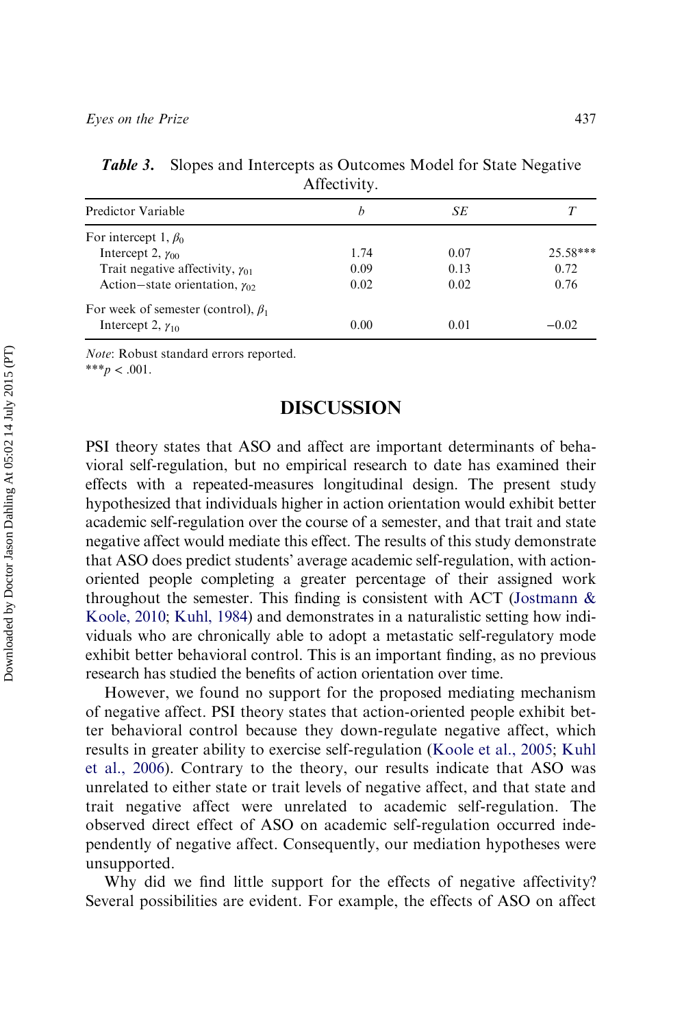***Table 3.*** Slopes and Intercepts as Outcomes Model for State Negative Affectivity.

| Predictor Variable | $b$ | $SE$ | $T$ |
|---|---|---|---|
| For intercept 1, $\beta_0$ | | | |
| Intercept 2, $\gamma_{00}$ | 1.74 | 0.07 | 25.58*** |
| Trait negative affectivity, $\gamma_{01}$ | 0.09 | 0.13 | 0.72 |
| Action–state orientation, $\gamma_{02}$ | 0.02 | 0.02 | 0.76 |
| For week of semester (control), $\beta_1$ | | | |
| Intercept 2, $\gamma_{10}$ | 0.00 | 0.01 | −0.02 |

*Note*: Robust standard errors reported.
***$p < .001$.

## DISCUSSION

PSI theory states that ASO and affect are important determinants of behavioral self-regulation, but no empirical research to date has examined their effects with a repeated-measures longitudinal design. The present study hypothesized that individuals higher in action orientation would exhibit better academic self-regulation over the course of a semester, and that trait and state negative affect would mediate this effect. The results of this study demonstrate that ASO does predict students' average academic self-regulation, with action-oriented people completing a greater percentage of their assigned work throughout the semester. This finding is consistent with ACT (Jostmann & Koole, 2010; Kuhl, 1984) and demonstrates in a naturalistic setting how individuals who are chronically able to adopt a metastatic self-regulatory mode exhibit better behavioral control. This is an important finding, as no previous research has studied the benefits of action orientation over time.

However, we found no support for the proposed mediating mechanism of negative affect. PSI theory states that action-oriented people exhibit better behavioral control because they down-regulate negative affect, which results in greater ability to exercise self-regulation (Koole et al., 2005; Kuhl et al., 2006). Contrary to the theory, our results indicate that ASO was unrelated to either state or trait levels of negative affect, and that state and trait negative affect were unrelated to academic self-regulation. The observed direct effect of ASO on academic self-regulation occurred independently of negative affect. Consequently, our mediation hypotheses were unsupported.

Why did we find little support for the effects of negative affectivity? Several possibilities are evident. For example, the effects of ASO on affect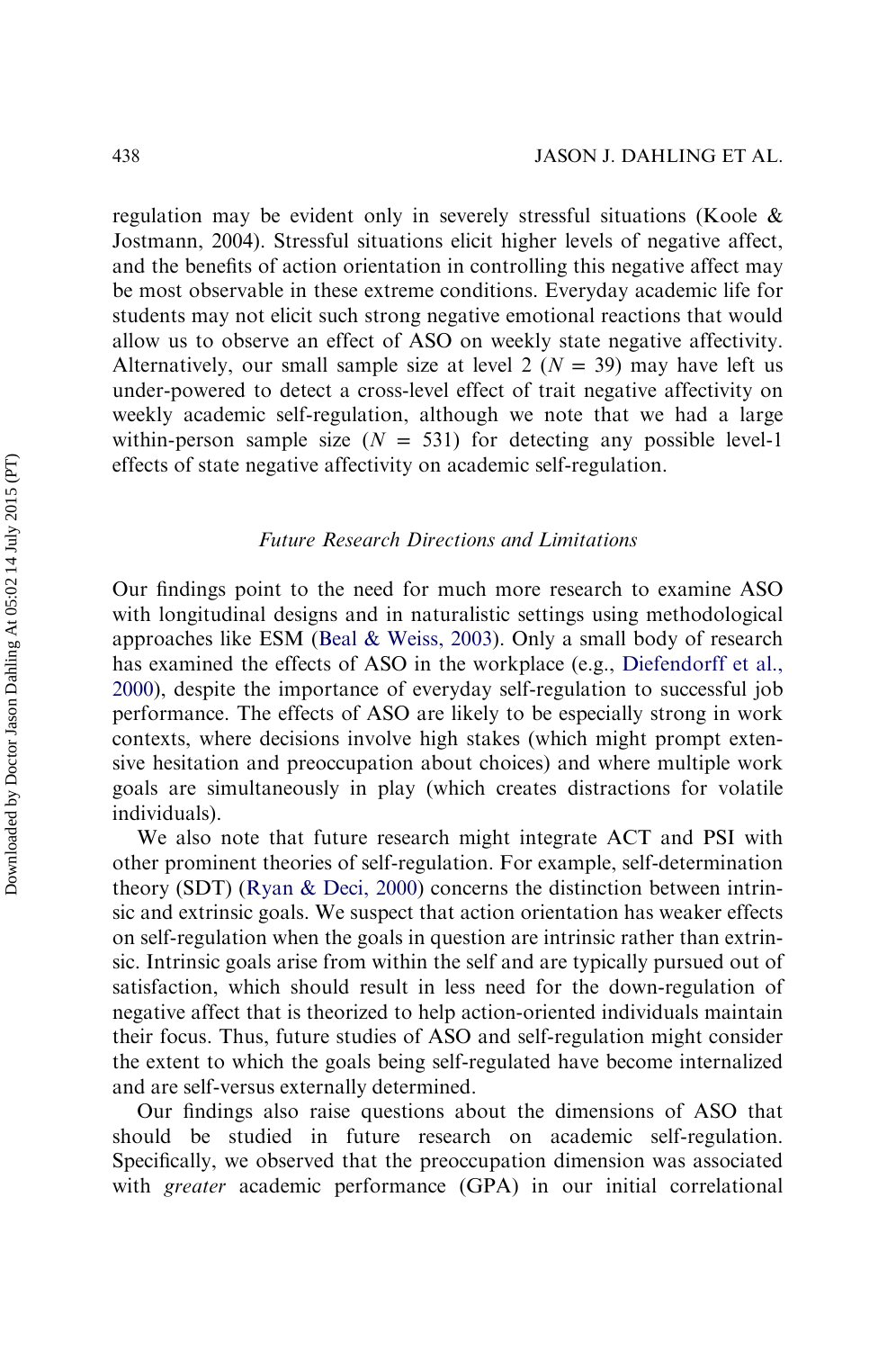regulation may be evident only in severely stressful situations (Koole & Jostmann, 2004). Stressful situations elicit higher levels of negative affect, and the benefits of action orientation in controlling this negative affect may be most observable in these extreme conditions. Everyday academic life for students may not elicit such strong negative emotional reactions that would allow us to observe an effect of ASO on weekly state negative affectivity. Alternatively, our small sample size at level 2 ($N$ = 39) may have left us under-powered to detect a cross-level effect of trait negative affectivity on weekly academic self-regulation, although we note that we had a large within-person sample size ($N$ = 531) for detecting any possible level-1 effects of state negative affectivity on academic self-regulation.

### *Future Research Directions and Limitations*

Our findings point to the need for much more research to examine ASO with longitudinal designs and in naturalistic settings using methodological approaches like ESM (Beal & Weiss, 2003). Only a small body of research has examined the effects of ASO in the workplace (e.g., Diefendorff et al., 2000), despite the importance of everyday self-regulation to successful job performance. The effects of ASO are likely to be especially strong in work contexts, where decisions involve high stakes (which might prompt extensive hesitation and preoccupation about choices) and where multiple work goals are simultaneously in play (which creates distractions for volatile individuals).

We also note that future research might integrate ACT and PSI with other prominent theories of self-regulation. For example, self-determination theory (SDT) (Ryan & Deci, 2000) concerns the distinction between intrinsic and extrinsic goals. We suspect that action orientation has weaker effects on self-regulation when the goals in question are intrinsic rather than extrinsic. Intrinsic goals arise from within the self and are typically pursued out of satisfaction, which should result in less need for the down-regulation of negative affect that is theorized to help action-oriented individuals maintain their focus. Thus, future studies of ASO and self-regulation might consider the extent to which the goals being self-regulated have become internalized and are self-versus externally determined.

Our findings also raise questions about the dimensions of ASO that should be studied in future research on academic self-regulation. Specifically, we observed that the preoccupation dimension was associated with *greater* academic performance (GPA) in our initial correlational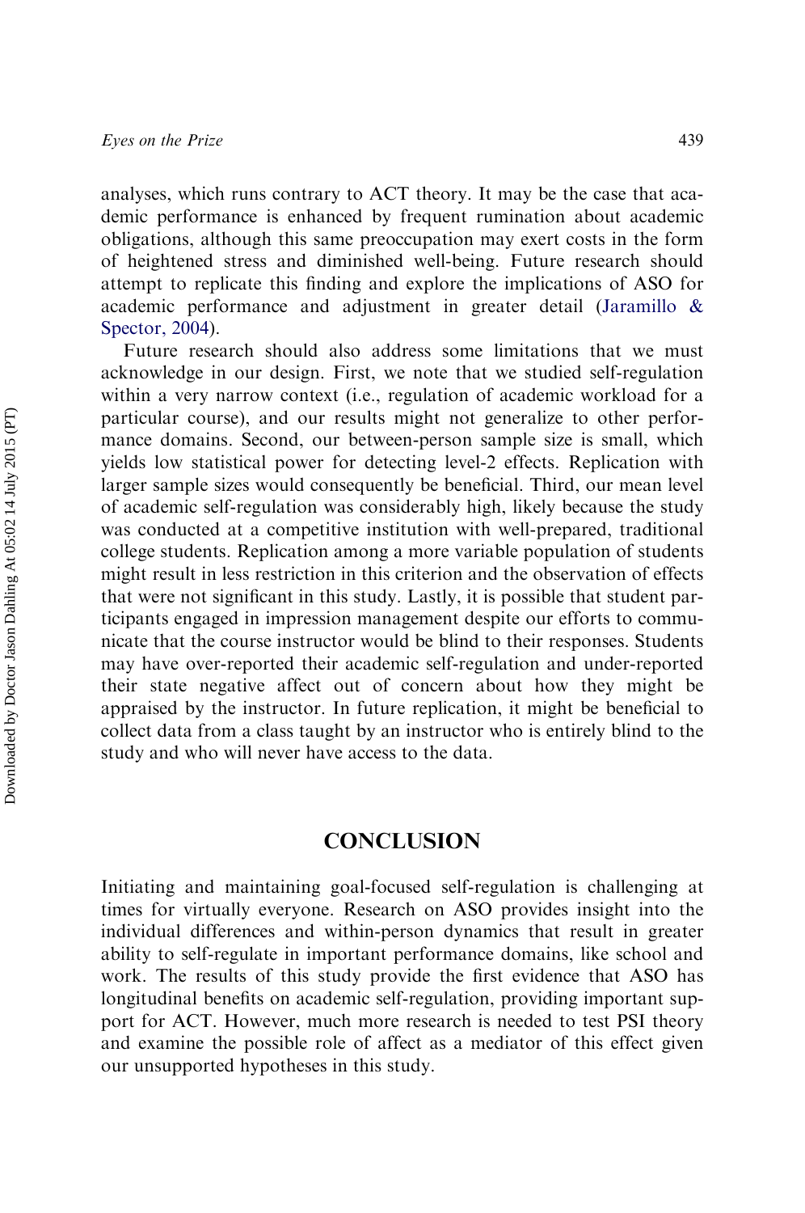analyses, which runs contrary to ACT theory. It may be the case that academic performance is enhanced by frequent rumination about academic obligations, although this same preoccupation may exert costs in the form of heightened stress and diminished well-being. Future research should attempt to replicate this finding and explore the implications of ASO for academic performance and adjustment in greater detail (Jaramillo & Spector, 2004).

Future research should also address some limitations that we must acknowledge in our design. First, we note that we studied self-regulation within a very narrow context (i.e., regulation of academic workload for a particular course), and our results might not generalize to other performance domains. Second, our between-person sample size is small, which yields low statistical power for detecting level-2 effects. Replication with larger sample sizes would consequently be beneficial. Third, our mean level of academic self-regulation was considerably high, likely because the study was conducted at a competitive institution with well-prepared, traditional college students. Replication among a more variable population of students might result in less restriction in this criterion and the observation of effects that were not significant in this study. Lastly, it is possible that student participants engaged in impression management despite our efforts to communicate that the course instructor would be blind to their responses. Students may have over-reported their academic self-regulation and under-reported their state negative affect out of concern about how they might be appraised by the instructor. In future replication, it might be beneficial to collect data from a class taught by an instructor who is entirely blind to the study and who will never have access to the data.

## CONCLUSION

Initiating and maintaining goal-focused self-regulation is challenging at times for virtually everyone. Research on ASO provides insight into the individual differences and within-person dynamics that result in greater ability to self-regulate in important performance domains, like school and work. The results of this study provide the first evidence that ASO has longitudinal benefits on academic self-regulation, providing important support for ACT. However, much more research is needed to test PSI theory and examine the possible role of affect as a mediator of this effect given our unsupported hypotheses in this study.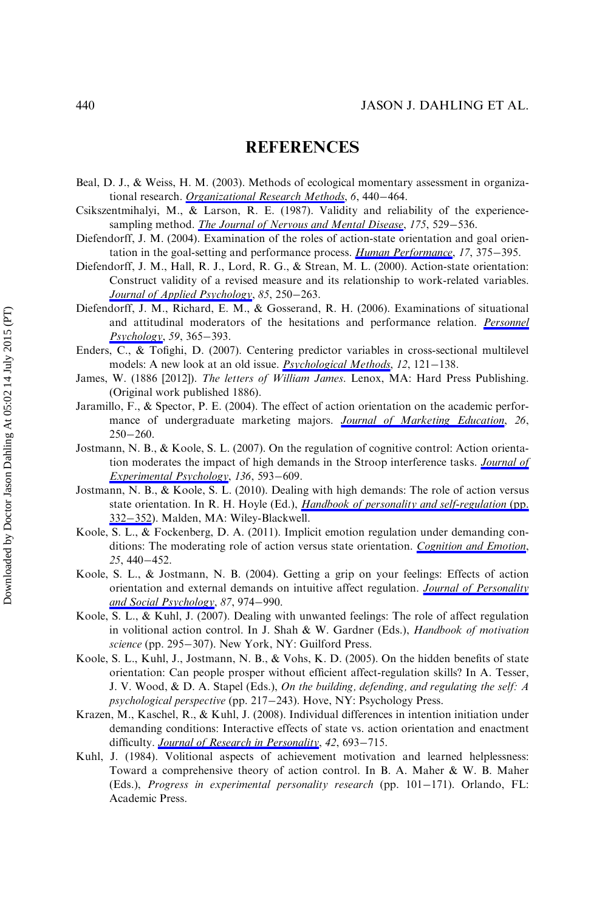## REFERENCES

Beal, D. J., & Weiss, H. M. (2003). Methods of ecological momentary assessment in organizational research. *Organizational Research Methods*, *6*, 440–464.

Csikszentmihalyi, M., & Larson, R. E. (1987). Validity and reliability of the experience-sampling method. *The Journal of Nervous and Mental Disease*, *175*, 529–536.

Diefendorff, J. M. (2004). Examination of the roles of action-state orientation and goal orientation in the goal-setting and performance process. *Human Performance*, *17*, 375–395.

Diefendorff, J. M., Hall, R. J., Lord, R. G., & Strean, M. L. (2000). Action-state orientation: Construct validity of a revised measure and its relationship to work-related variables. *Journal of Applied Psychology*, *85*, 250–263.

Diefendorff, J. M., Richard, E. M., & Gosserand, R. H. (2006). Examinations of situational and attitudinal moderators of the hesitations and performance relation. *Personnel Psychology*, *59*, 365–393.

Enders, C., & Tofighi, D. (2007). Centering predictor variables in cross-sectional multilevel models: A new look at an old issue. *Psychological Methods*, *12*, 121–138.

James, W. (1886 [2012]). *The letters of William James*. Lenox, MA: Hard Press Publishing. (Original work published 1886).

Jaramillo, F., & Spector, P. E. (2004). The effect of action orientation on the academic performance of undergraduate marketing majors. *Journal of Marketing Education*, *26*, 250–260.

Jostmann, N. B., & Koole, S. L. (2007). On the regulation of cognitive control: Action orientation moderates the impact of high demands in the Stroop interference tasks. *Journal of Experimental Psychology*, *136*, 593–609.

Jostmann, N. B., & Koole, S. L. (2010). Dealing with high demands: The role of action versus state orientation. In R. H. Hoyle (Ed.), *Handbook of personality and self-regulation* (pp. 332–352). Malden, MA: Wiley-Blackwell.

Koole, S. L., & Fockenberg, D. A. (2011). Implicit emotion regulation under demanding conditions: The moderating role of action versus state orientation. *Cognition and Emotion*, *25*, 440–452.

Koole, S. L., & Jostmann, N. B. (2004). Getting a grip on your feelings: Effects of action orientation and external demands on intuitive affect regulation. *Journal of Personality and Social Psychology*, *87*, 974–990.

Koole, S. L., & Kuhl, J. (2007). Dealing with unwanted feelings: The role of affect regulation in volitional action control. In J. Shah & W. Gardner (Eds.), *Handbook of motivation science* (pp. 295–307). New York, NY: Guilford Press.

Koole, S. L., Kuhl, J., Jostmann, N. B., & Vohs, K. D. (2005). On the hidden benefits of state orientation: Can people prosper without efficient affect-regulation skills? In A. Tesser, J. V. Wood, & D. A. Stapel (Eds.), *On the building, defending, and regulating the self: A psychological perspective* (pp. 217–243). Hove, NY: Psychology Press.

Krazen, M., Kaschel, R., & Kuhl, J. (2008). Individual differences in intention initiation under demanding conditions: Interactive effects of state vs. action orientation and enactment difficulty. *Journal of Research in Personality*, *42*, 693–715.

Kuhl, J. (1984). Volitional aspects of achievement motivation and learned helplessness: Toward a comprehensive theory of action control. In B. A. Maher & W. B. Maher (Eds.), *Progress in experimental personality research* (pp. 101–171). Orlando, FL: Academic Press.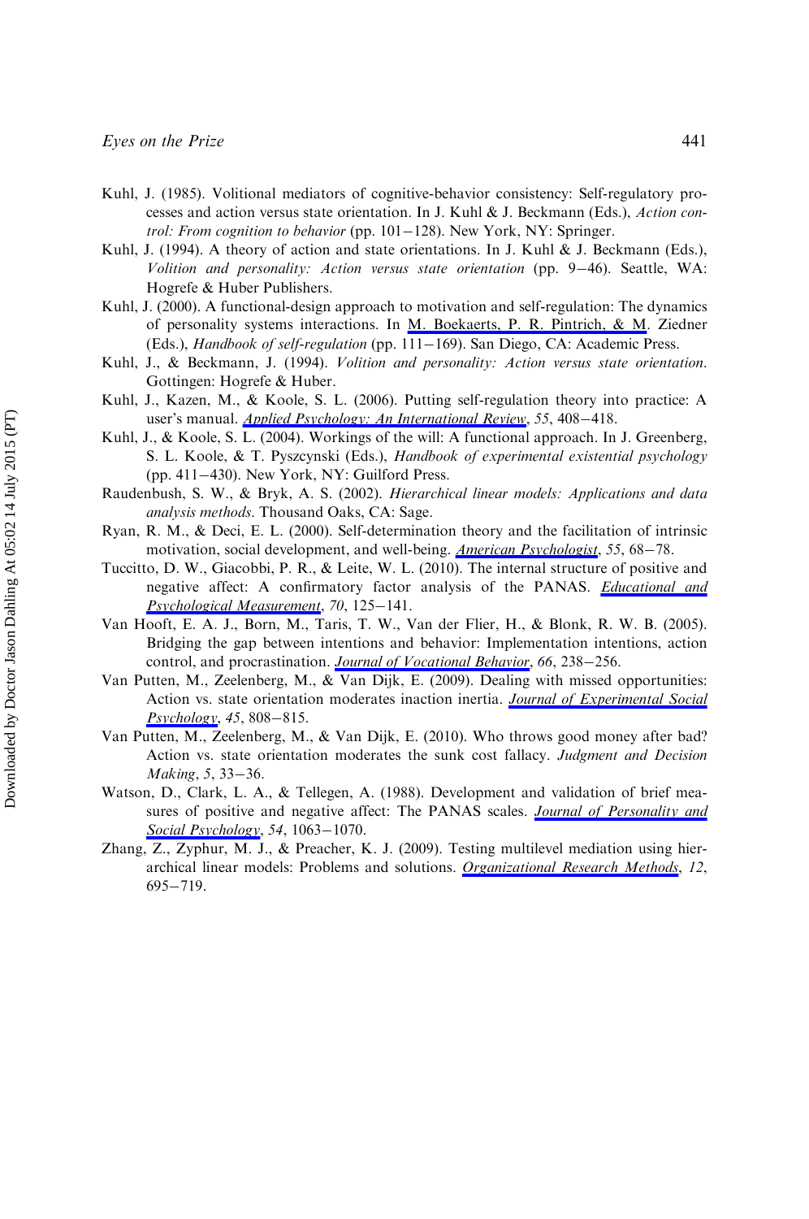Kuhl, J. (1985). Volitional mediators of cognitive-behavior consistency: Self-regulatory processes and action versus state orientation. In J. Kuhl & J. Beckmann (Eds.), *Action control: From cognition to behavior* (pp. 101–128). New York, NY: Springer.

Kuhl, J. (1994). A theory of action and state orientations. In J. Kuhl & J. Beckmann (Eds.), *Volition and personality: Action versus state orientation* (pp. 9–46). Seattle, WA: Hogrefe & Huber Publishers.

Kuhl, J. (2000). A functional-design approach to motivation and self-regulation: The dynamics of personality systems interactions. In M. Boekaerts, P. R. Pintrich, & M. Ziedner (Eds.), *Handbook of self-regulation* (pp. 111–169). San Diego, CA: Academic Press.

Kuhl, J., & Beckmann, J. (1994). *Volition and personality: Action versus state orientation*. Gottingen: Hogrefe & Huber.

Kuhl, J., Kazen, M., & Koole, S. L. (2006). Putting self-regulation theory into practice: A user's manual. *Applied Psychology: An International Review*, *55*, 408–418.

Kuhl, J., & Koole, S. L. (2004). Workings of the will: A functional approach. In J. Greenberg, S. L. Koole, & T. Pyszcynski (Eds.), *Handbook of experimental existential psychology* (pp. 411–430). New York, NY: Guilford Press.

Raudenbush, S. W., & Bryk, A. S. (2002). *Hierarchical linear models: Applications and data analysis methods*. Thousand Oaks, CA: Sage.

Ryan, R. M., & Deci, E. L. (2000). Self-determination theory and the facilitation of intrinsic motivation, social development, and well-being. *American Psychologist*, *55*, 68–78.

Tuccitto, D. W., Giacobbi, P. R., & Leite, W. L. (2010). The internal structure of positive and negative affect: A confirmatory factor analysis of the PANAS. *Educational and Psychological Measurement*, *70*, 125–141.

Van Hooft, E. A. J., Born, M., Taris, T. W., Van der Flier, H., & Blonk, R. W. B. (2005). Bridging the gap between intentions and behavior: Implementation intentions, action control, and procrastination. *Journal of Vocational Behavior*, *66*, 238–256.

Van Putten, M., Zeelenberg, M., & Van Dijk, E. (2009). Dealing with missed opportunities: Action vs. state orientation moderates inaction inertia. *Journal of Experimental Social Psychology*, *45*, 808–815.

Van Putten, M., Zeelenberg, M., & Van Dijk, E. (2010). Who throws good money after bad? Action vs. state orientation moderates the sunk cost fallacy. *Judgment and Decision Making*, *5*, 33–36.

Watson, D., Clark, L. A., & Tellegen, A. (1988). Development and validation of brief measures of positive and negative affect: The PANAS scales. *Journal of Personality and Social Psychology*, *54*, 1063–1070.

Zhang, Z., Zyphur, M. J., & Preacher, K. J. (2009). Testing multilevel mediation using hierarchical linear models: Problems and solutions. *Organizational Research Methods*, *12*, 695–719.